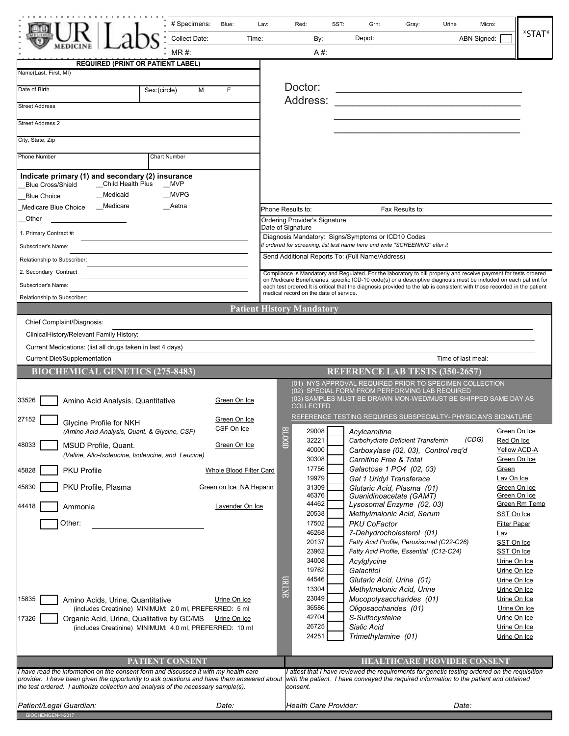UR | Labs (UR Medicine)

| # Specimens: | Blue: | Lav: | Red: | SST: | Grn: | Gray: | Urine | Micro: |
|---|---|---|---|---|---|---|---|---|
| Collect Date: | Time: | By: | Depot: | ABN Signed: | | | | |
| MR #: | A #: | | | | | | | |

*STAT*

**REQUIRED (PRINT OR PATIENT LABEL)**

Name(Last, First, MI)

Date of Birth | Sex:(circle) M F

Street Address

Street Address 2

City, State, Zip

Phone Number | Chart Number

Doctor: ________________________________

Address: ________________________________

________________________________

________________________________

**Indicate primary (1) and secondary (2) insurance**

__Blue Cross/Shield __Child Health Plus __MVP

__Blue Choice __Medicaid __MVPG

_Medicare Blue Choice __Medicare __Aetna

__Other ______________

1. Primary Contract #:

Subscriber's Name:

Relationship to Subscriber:

2. Secondary Contract

Subscriber's Name:

Relationship to Subscriber:

Phone Results to: Fax Results to:

Ordering Provider's Signature
Date of Signature

Diagnosis Mandatory: Signs/Symptoms or ICD10 Codes
*If ordered for screening, list test name here and write "SCREENING" after it*

Send Additional Reports To: (Full Name/Address)

Compliance is Mandatory and Regulated. For the laboratory to bill properly and receive payment for tests ordered on Medicare Beneficiaries, specific ICD-10 code(s) or a descriptive diagnosis must be included on each patient for each test ordered.It is critical that the diagnosis provided to the lab is consistent with those recorded in the patient medical record on the date of service.

## Patient History Mandatory

Chief Complaint/Diagnosis:

ClinicalHistory/Relevant Family History:

Current Medications: (list all drugs taken in last 4 days)

Current Diet/Supplementation Time of last meal:

## BIOCHEMICAL GENETICS (275-8483)

| Code | | Test | Specimen |
|---|---|---|---|
| 33526 | ☐ | Amino Acid Analysis, Quantitative | Green On Ice |
| 27152 | ☐ | Glycine Profile for NKH *(Amino Acid Analysis, Quant. & Glycine, CSF)* | Green On Ice / CSF On Ice |
| 48033 | ☐ | MSUD Profile, Quant. *(Valine, Allo-Isoleucine, Isoleucine, and Leucine)* | Green On Ice |
| 45828 | ☐ | PKU Profile | Whole Blood Filter Card |
| 45830 | ☐ | PKU Profile, Plasma | Green on Ice NA Heparin |
| 44418 | ☐ | Ammonia | Lavender On Ice |
| | ☐ | Other: ______________ | |
| 15835 | ☐ | Amino Acids, Urine, Quantitative (includes Creatinine) MINIMUM: 2.0 ml, PREFERRED: 5 ml | Urine On Ice |
| 17326 | ☐ | Organic Acid, Urine, Qualitative by GC/MS (includes Creatinine) MINIMUM: 4.0 ml, PREFERRED: 10 ml | Urine On Ice |

## REFERENCE LAB TESTS (350-2657)

(01) NYS APPROVAL REQUIRED PRIOR TO SPECIMEN COLLECTION
(02) SPECIAL FORM FROM PERFORMING LAB REQUIRED
(03) SAMPLES MUST BE DRAWN MON-WED/MUST BE SHIPPED SAME DAY AS COLLECTED

REFERENCE TESTING REQUIRES SUBSPECIALTY- PHYSICIAN'S SIGNATURE

| | Code | | Test | Specimen |
|---|---|---|---|---|
| BLOOD | 29008 | ☐ | *Acylcarnitine* | Green On Ice |
| | 32221 | ☐ | *Carbohydrate Deficient Transferrin (CDG)* | Red On Ice |
| | 40000 | ☐ | *Carboxylase (02, 03), Control req'd* | Yellow ACD-A |
| | 30308 | ☐ | *Carnitine Free & Total* | Green On Ice |
| | 17756 | ☐ | *Galactose 1 PO4 (02, 03)* | Green |
| | 19979 | ☐ | *Gal 1 Uridyl Transferace* | Lav On Ice |
| | 31309 | ☐ | *Glutaric Acid, Plasma (01)* | Green On Ice |
| | 46376 | ☐ | *Guanidinoacetate (GAMT)* | Green On Ice |
| | 44462 | ☐ | *Lysosomal Enzyme (02, 03)* | Green Rm Temp |
| | 20538 | ☐ | *Methylmalonic Acid, Serum* | SST On Ice |
| | 17502 | ☐ | *PKU CoFactor* | Filter Paper |
| | 46268 | ☐ | *7-Dehydrocholesterol (01)* | Lav |
| | 20137 | ☐ | *Fatty Acid Profile, Peroxisomal (C22-C26)* | SST On Ice |
| | 23962 | ☐ | *Fatty Acid Profile, Essential (C12-C24)* | SST On Ice |
| URINE | 34008 | ☐ | *Acylglycine* | Urine On Ice |
| | 19762 | ☐ | *Galactitol* | Urine On Ice |
| | 44546 | ☐ | *Glutaric Acid, Urine (01)* | Urine On Ice |
| | 13304 | ☐ | *Methylmalonic Acid, Urine* | Urine On Ice |
| | 23049 | ☐ | *Mucopolysaccharides (01)* | Urine On Ice |
| | 36586 | ☐ | *Oligosaccharides (01)* | Urine On Ice |
| | 42704 | ☐ | *S-Sulfocysteine* | Urine On Ice |
| | 26725 | ☐ | *Sialic Acid* | Urine On Ice |
| | 24251 | ☐ | *Trimethylamine (01)* | Urine On Ice |

## PATIENT CONSENT

*I have read the information on the consent form and discussed it with my health care provider. I have been given the opportunity to ask questions and have them answered about the test ordered. I authorize collection and analysis of the necessary sample(s).*

*Patient/Legal Guardian:* *Date:*

## HEALTHCARE PROVIDER CONSENT

*I attest that I have reviewed the requirements for genetic testing ordered on the requisition with the patient. I have conveyed the required information to the patient and obtained consent.*

*Health Care Provider:* *Date:*

BIOCHEMGEN-1-2017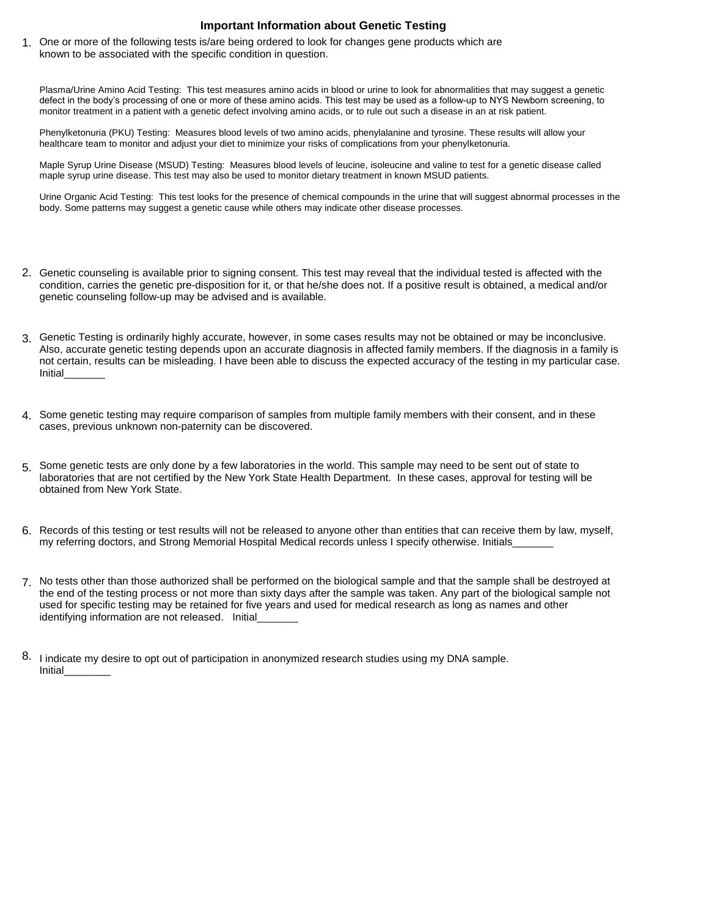## Important Information about Genetic Testing

1. One or more of the following tests is/are being ordered to look for changes gene products which are known to be associated with the specific condition in question.

   Plasma/Urine Amino Acid Testing: This test measures amino acids in blood or urine to look for abnormalities that may suggest a genetic defect in the body's processing of one or more of these amino acids. This test may be used as a follow-up to NYS Newborn screening, to monitor treatment in a patient with a genetic defect involving amino acids, or to rule out such a disease in an at risk patient.

   Phenylketonuria (PKU) Testing: Measures blood levels of two amino acids, phenylalanine and tyrosine. These results will allow your healthcare team to monitor and adjust your diet to minimize your risks of complications from your phenylketonuria.

   Maple Syrup Urine Disease (MSUD) Testing: Measures blood levels of leucine, isoleucine and valine to test for a genetic disease called maple syrup urine disease. This test may also be used to monitor dietary treatment in known MSUD patients.

   Urine Organic Acid Testing: This test looks for the presence of chemical compounds in the urine that will suggest abnormal processes in the body. Some patterns may suggest a genetic cause while others may indicate other disease processes.

2. Genetic counseling is available prior to signing consent. This test may reveal that the individual tested is affected with the condition, carries the genetic pre-disposition for it, or that he/she does not. If a positive result is obtained, a medical and/or genetic counseling follow-up may be advised and is available.

3. Genetic Testing is ordinarily highly accurate, however, in some cases results may not be obtained or may be inconclusive. Also, accurate genetic testing depends upon an accurate diagnosis in affected family members. If the diagnosis in a family is not certain, results can be misleading. I have been able to discuss the expected accuracy of the testing in my particular case. Initial_______

4. Some genetic testing may require comparison of samples from multiple family members with their consent, and in these cases, previous unknown non-paternity can be discovered.

5. Some genetic tests are only done by a few laboratories in the world. This sample may need to be sent out of state to laboratories that are not certified by the New York State Health Department. In these cases, approval for testing will be obtained from New York State.

6. Records of this testing or test results will not be released to anyone other than entities that can receive them by law, myself, my referring doctors, and Strong Memorial Hospital Medical records unless I specify otherwise. Initials_______

7. No tests other than those authorized shall be performed on the biological sample and that the sample shall be destroyed at the end of the testing process or not more than sixty days after the sample was taken. Any part of the biological sample not used for specific testing may be retained for five years and used for medical research as long as names and other identifying information are not released. Initial_______

8. I indicate my desire to opt out of participation in anonymized research studies using my DNA sample. Initial________